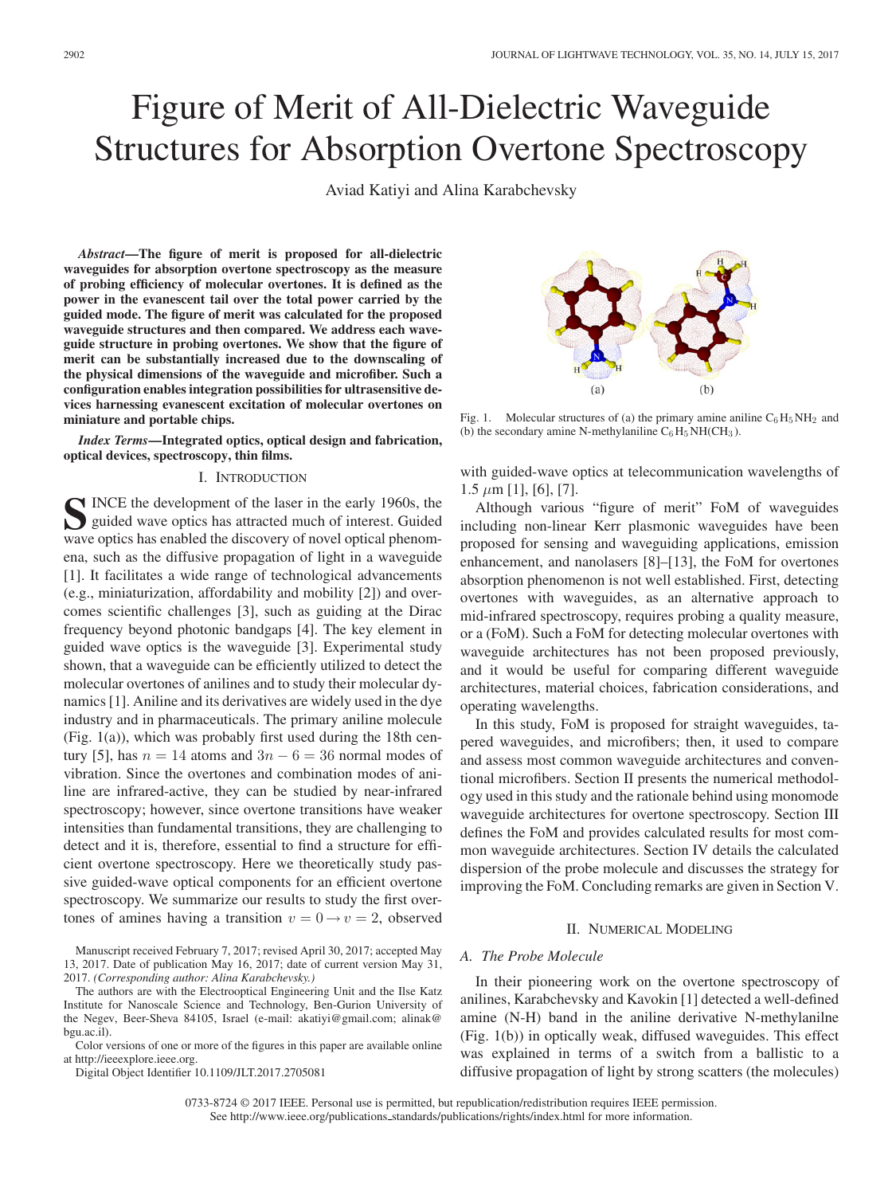# Figure of Merit of All-Dielectric Waveguide Structures for Absorption Overtone Spectroscopy

Aviad Katiyi and Alina Karabchevsky

***Abstract*—The figure of merit is proposed for all-dielectric waveguides for absorption overtone spectroscopy as the measure of probing efficiency of molecular overtones. It is defined as the power in the evanescent tail over the total power carried by the guided mode. The figure of merit was calculated for the proposed waveguide structures and then compared. We address each waveguide structure in probing overtones. We show that the figure of merit can be substantially increased due to the downscaling of the physical dimensions of the waveguide and microfiber. Such a configuration enables integration possibilities for ultrasensitive devices harnessing evanescent excitation of molecular overtones on miniature and portable chips.**

***Index Terms*—Integrated optics, optical design and fabrication, optical devices, spectroscopy, thin films.**

## I. Introduction

Since the development of the laser in the early 1960s, the guided wave optics has attracted much of interest. Guided wave optics has enabled the discovery of novel optical phenomena, such as the diffusive propagation of light in a waveguide [1]. It facilitates a wide range of technological advancements (e.g., miniaturization, affordability and mobility [2]) and overcomes scientific challenges [3], such as guiding at the Dirac frequency beyond photonic bandgaps [4]. The key element in guided wave optics is the waveguide [3]. Experimental study shown, that a waveguide can be efficiently utilized to detect the molecular overtones of anilines and to study their molecular dynamics [1]. Aniline and its derivatives are widely used in the dye industry and in pharmaceuticals. The primary aniline molecule (Fig. 1(a)), which was probably first used during the 18th century [5], has $n = 14$ atoms and $3n - 6 = 36$ normal modes of vibration. Since the overtones and combination modes of aniline are infrared-active, they can be studied by near-infrared spectroscopy; however, since overtone transitions have weaker intensities than fundamental transitions, they are challenging to detect and it is, therefore, essential to find a structure for efficient overtone spectroscopy. Here we theoretically study passive guided-wave optical components for an efficient overtone spectroscopy. We summarize our results to study the first overtones of amines having a transition $v = 0 \rightarrow v = 2$, observed with guided-wave optics at telecommunication wavelengths of 1.5 $\mu$m [1], [6], [7].

Fig. 1. Molecular structures of (a) the primary amine aniline $C_6H_5NH_2$ and (b) the secondary amine N-methylaniline $C_6H_5NH(CH_3)$.

Although various "figure of merit" FoM of waveguides including non-linear Kerr plasmonic waveguides have been proposed for sensing and waveguiding applications, emission enhancement, and nanolasers [8]–[13], the FoM for overtones absorption phenomenon is not well established. First, detecting overtones with waveguides, as an alternative approach to mid-infrared spectroscopy, requires probing a quality measure, or a (FoM). Such a FoM for detecting molecular overtones with waveguide architectures has not been proposed previously, and it would be useful for comparing different waveguide architectures, material choices, fabrication considerations, and operating wavelengths.

In this study, FoM is proposed for straight waveguides, tapered waveguides, and microfibers; then, it used to compare and assess most common waveguide architectures and conventional microfibers. Section II presents the numerical methodology used in this study and the rationale behind using monomode waveguide architectures for overtone spectroscopy. Section III defines the FoM and provides calculated results for most common waveguide architectures. Section IV details the calculated dispersion of the probe molecule and discusses the strategy for improving the FoM. Concluding remarks are given in Section V.

## II. Numerical Modeling

### A. The Probe Molecule

In their pioneering work on the overtone spectroscopy of anilines, Karabchevsky and Kavokin [1] detected a well-defined amine (N-H) band in the aniline derivative N-methylanilne (Fig. 1(b)) in optically weak, diffused waveguides. This effect was explained in terms of a switch from a ballistic to a diffusive propagation of light by strong scatters (the molecules)

Manuscript received February 7, 2017; revised April 30, 2017; accepted May 13, 2017. Date of publication May 16, 2017; date of current version May 31, 2017. *(Corresponding author: Alina Karabchevsky.)*

The authors are with the Electrooptical Engineering Unit and the Ilse Katz Institute for Nanoscale Science and Technology, Ben-Gurion University of the Negev, Beer-Sheva 84105, Israel (e-mail: akatiyi@gmail.com; alinak@bgu.ac.il).

Color versions of one or more of the figures in this paper are available online at http://ieeexplore.ieee.org.

Digital Object Identifier 10.1109/JLT.2017.2705081

0733-8724 © 2017 IEEE. Personal use is permitted, but republication/redistribution requires IEEE permission. See http://www.ieee.org/publications_standards/publications/rights/index.html for more information.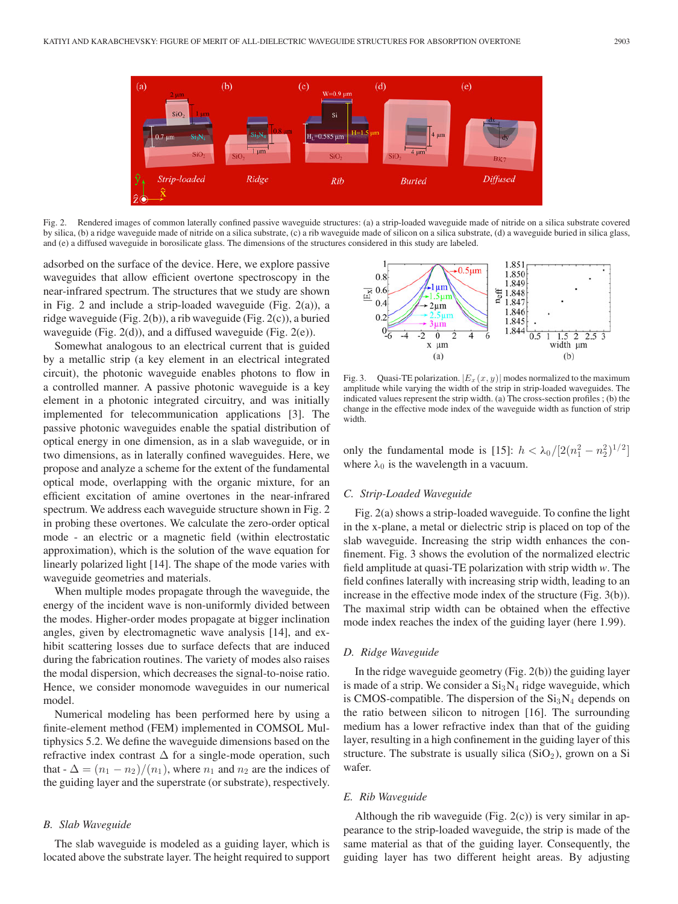Fig. 2. Rendered images of common laterally confined passive waveguide structures: (a) a strip-loaded waveguide made of nitride on a silica substrate covered by silica, (b) a ridge waveguide made of nitride on a silica substrate, (c) a rib waveguide made of silicon on a silica substrate, (d) a waveguide buried in silica glass, and (e) a diffused waveguide in borosilicate glass. The dimensions of the structures considered in this study are labeled.

adsorbed on the surface of the device. Here, we explore passive waveguides that allow efficient overtone spectroscopy in the near-infrared spectrum. The structures that we study are shown in Fig. 2 and include a strip-loaded waveguide (Fig. 2(a)), a ridge waveguide (Fig. 2(b)), a rib waveguide (Fig. 2(c)), a buried waveguide (Fig. 2(d)), and a diffused waveguide (Fig. 2(e)).

Somewhat analogous to an electrical current that is guided by a metallic strip (a key element in an electrical integrated circuit), the photonic waveguide enables photons to flow in a controlled manner. A passive photonic waveguide is a key element in a photonic integrated circuitry, and was initially implemented for telecommunication applications [3]. The passive photonic waveguides enable the spatial distribution of optical energy in one dimension, as in a slab waveguide, or in two dimensions, as in laterally confined waveguides. Here, we propose and analyze a scheme for the extent of the fundamental optical mode, overlapping with the organic mixture, for an efficient excitation of amine overtones in the near-infrared spectrum. We address each waveguide structure shown in Fig. 2 in probing these overtones. We calculate the zero-order optical mode - an electric or a magnetic field (within electrostatic approximation), which is the solution of the wave equation for linearly polarized light [14]. The shape of the mode varies with waveguide geometries and materials.

When multiple modes propagate through the waveguide, the energy of the incident wave is non-uniformly divided between the modes. Higher-order modes propagate at bigger inclination angles, given by electromagnetic wave analysis [14], and exhibit scattering losses due to surface defects that are induced during the fabrication routines. The variety of modes also raises the modal dispersion, which decreases the signal-to-noise ratio. Hence, we consider monomode waveguides in our numerical model.

Numerical modeling has been performed here by using a finite-element method (FEM) implemented in COMSOL Multiphysics 5.2. We define the waveguide dimensions based on the refractive index contrast $\Delta$ for a single-mode operation, such that - $\Delta = (n_1 - n_2)/(n_1)$, where $n_1$ and $n_2$ are the indices of the guiding layer and the superstrate (or substrate), respectively.

### B. Slab Waveguide

The slab waveguide is modeled as a guiding layer, which is located above the substrate layer. The height required to support only the fundamental mode is [15]: $h < \lambda_0/[2(n_1^2 - n_2^2)^{1/2}]$ where $\lambda_0$ is the wavelength in a vacuum.

Fig. 3. Quasi-TE polarization. $|E_x(x, y)|$ modes normalized to the maximum amplitude while varying the width of the strip in strip-loaded waveguides. The indicated values represent the strip width. (a) The cross-section profiles ; (b) the change in the effective mode index of the waveguide width as function of strip width.

### C. Strip-Loaded Waveguide

Fig. 2(a) shows a strip-loaded waveguide. To confine the light in the x-plane, a metal or dielectric strip is placed on top of the slab waveguide. Increasing the strip width enhances the confinement. Fig. 3 shows the evolution of the normalized electric field amplitude at quasi-TE polarization with strip width $w$. The field confines laterally with increasing strip width, leading to an increase in the effective mode index of the structure (Fig. 3(b)). The maximal strip width can be obtained when the effective mode index reaches the index of the guiding layer (here 1.99).

### D. Ridge Waveguide

In the ridge waveguide geometry (Fig. 2(b)) the guiding layer is made of a strip. We consider a $Si_3N_4$ ridge waveguide, which is CMOS-compatible. The dispersion of the $Si_3N_4$ depends on the ratio between silicon to nitrogen [16]. The surrounding medium has a lower refractive index than that of the guiding layer, resulting in a high confinement in the guiding layer of this structure. The substrate is usually silica ($SiO_2$), grown on a Si wafer.

### E. Rib Waveguide

Although the rib waveguide (Fig. 2(c)) is very similar in appearance to the strip-loaded waveguide, the strip is made of the same material as that of the guiding layer. Consequently, the guiding layer has two different height areas. By adjusting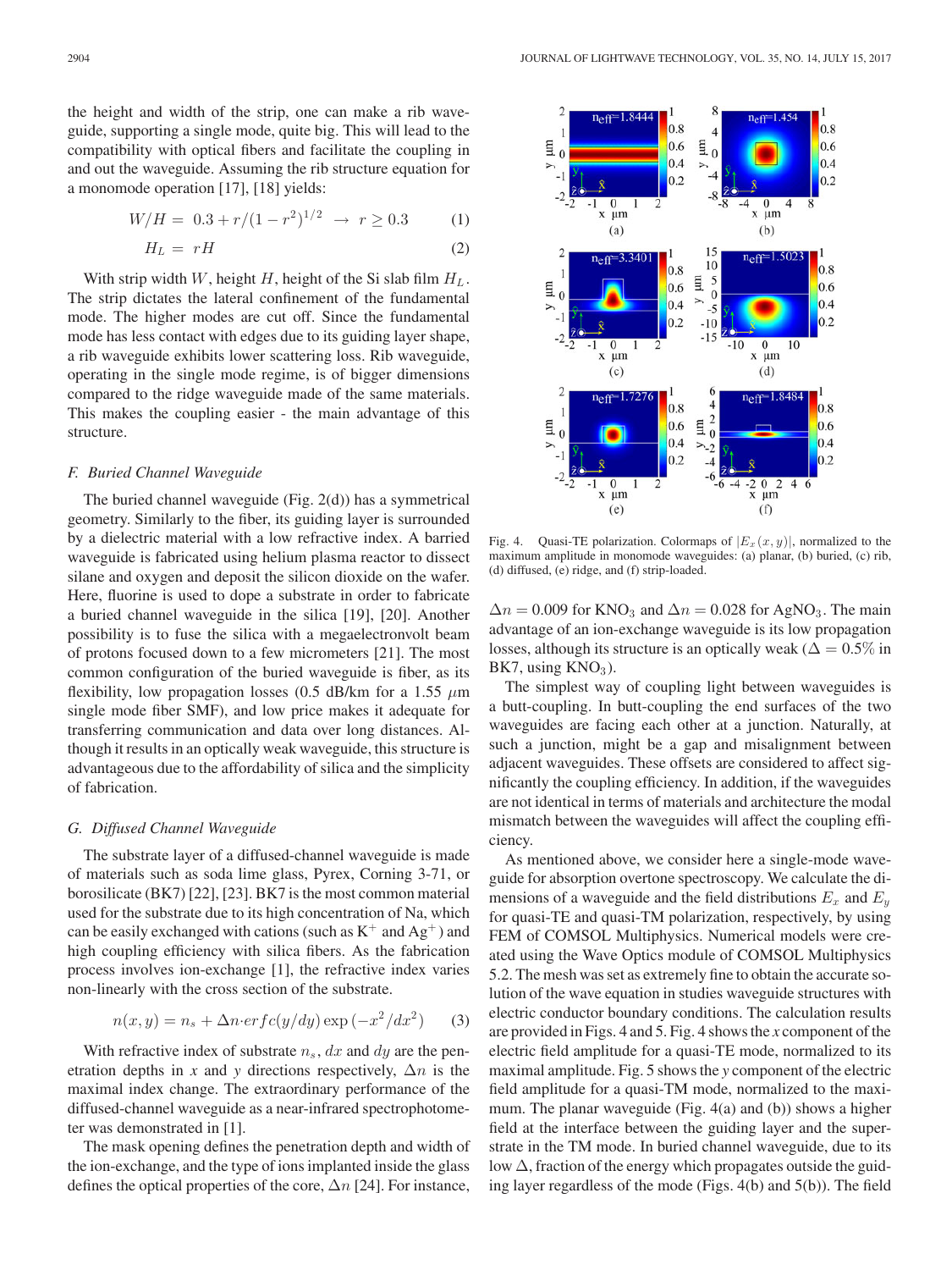the height and width of the strip, one can make a rib waveguide, supporting a single mode, quite big. This will lead to the compatibility with optical fibers and facilitate the coupling in and out the waveguide. Assuming the rib structure equation for a monomode operation [17], [18] yields:

$$W/H = 0.3 + r/(1 - r^2)^{1/2} \rightarrow r \geq 0.3 \tag{1}$$

$$H_L = rH \tag{2}$$

With strip width $W$, height $H$, height of the Si slab film $H_L$. The strip dictates the lateral confinement of the fundamental mode. The higher modes are cut off. Since the fundamental mode has less contact with edges due to its guiding layer shape, a rib waveguide exhibits lower scattering loss. Rib waveguide, operating in the single mode regime, is of bigger dimensions compared to the ridge waveguide made of the same materials. This makes the coupling easier - the main advantage of this structure.

### *F. Buried Channel Waveguide*

The buried channel waveguide (Fig. 2(d)) has a symmetrical geometry. Similarly to the fiber, its guiding layer is surrounded by a dielectric material with a low refractive index. A barried waveguide is fabricated using helium plasma reactor to dissect silane and oxygen and deposit the silicon dioxide on the wafer. Here, fluorine is used to dope a substrate in order to fabricate a buried channel waveguide in the silica [19], [20]. Another possibility is to fuse the silica with a megaelectronvolt beam of protons focused down to a few micrometers [21]. The most common configuration of the buried waveguide is fiber, as its flexibility, low propagation losses (0.5 dB/km for a 1.55 $\mu$m single mode fiber SMF), and low price makes it adequate for transferring communication and data over long distances. Although it results in an optically weak waveguide, this structure is advantageous due to the affordability of silica and the simplicity of fabrication.

### *G. Diffused Channel Waveguide*

The substrate layer of a diffused-channel waveguide is made of materials such as soda lime glass, Pyrex, Corning 3-71, or borosilicate (BK7) [22], [23]. BK7 is the most common material used for the substrate due to its high concentration of Na, which can be easily exchanged with cations (such as $K^+$ and $Ag^+$) and high coupling efficiency with silica fibers. As the fabrication process involves ion-exchange [1], the refractive index varies non-linearly with the cross section of the substrate.

$$n(x,y) = n_s + \Delta n \cdot erfc(y/dy)\exp\left(-x^2/dx^2\right) \tag{3}$$

With refractive index of substrate $n_s$, $dx$ and $dy$ are the penetration depths in $x$ and $y$ directions respectively, $\Delta n$ is the maximal index change. The extraordinary performance of the diffused-channel waveguide as a near-infrared spectrophotometer was demonstrated in [1].

The mask opening defines the penetration depth and width of the ion-exchange, and the type of ions implanted inside the glass defines the optical properties of the core, $\Delta n$ [24]. For instance, $\Delta n = 0.009$ for $KNO_3$ and $\Delta n = 0.028$ for $AgNO_3$. The main advantage of an ion-exchange waveguide is its low propagation losses, although its structure is an optically weak ($\Delta = 0.5\%$ in BK7, using $KNO_3$).

Fig. 4. Quasi-TE polarization. Colormaps of $|E_x(x,y)|$, normalized to the maximum amplitude in monomode waveguides: (a) planar, (b) buried, (c) rib, (d) diffused, (e) ridge, and (f) strip-loaded.

The simplest way of coupling light between waveguides is a butt-coupling. In butt-coupling the end surfaces of the two waveguides are facing each other at a junction. Naturally, at such a junction, might be a gap and misalignment between adjacent waveguides. These offsets are considered to affect significantly the coupling efficiency. In addition, if the waveguides are not identical in terms of materials and architecture the modal mismatch between the waveguides will affect the coupling efficiency.

As mentioned above, we consider here a single-mode waveguide for absorption overtone spectroscopy. We calculate the dimensions of a waveguide and the field distributions $E_x$ and $E_y$ for quasi-TE and quasi-TM polarization, respectively, by using FEM of COMSOL Multiphysics. Numerical models were created using the Wave Optics module of COMSOL Multiphysics 5.2. The mesh was set as extremely fine to obtain the accurate solution of the wave equation in studies waveguide structures with electric conductor boundary conditions. The calculation results are provided in Figs. 4 and 5. Fig. 4 shows the $x$ component of the electric field amplitude for a quasi-TE mode, normalized to its maximal amplitude. Fig. 5 shows the $y$ component of the electric field amplitude for a quasi-TM mode, normalized to the maximum. The planar waveguide (Fig. 4(a) and (b)) shows a higher field at the interface between the guiding layer and the superstrate in the TM mode. In buried channel waveguide, due to its low $\Delta$, fraction of the energy which propagates outside the guiding layer regardless of the mode (Figs. 4(b) and 5(b)). The field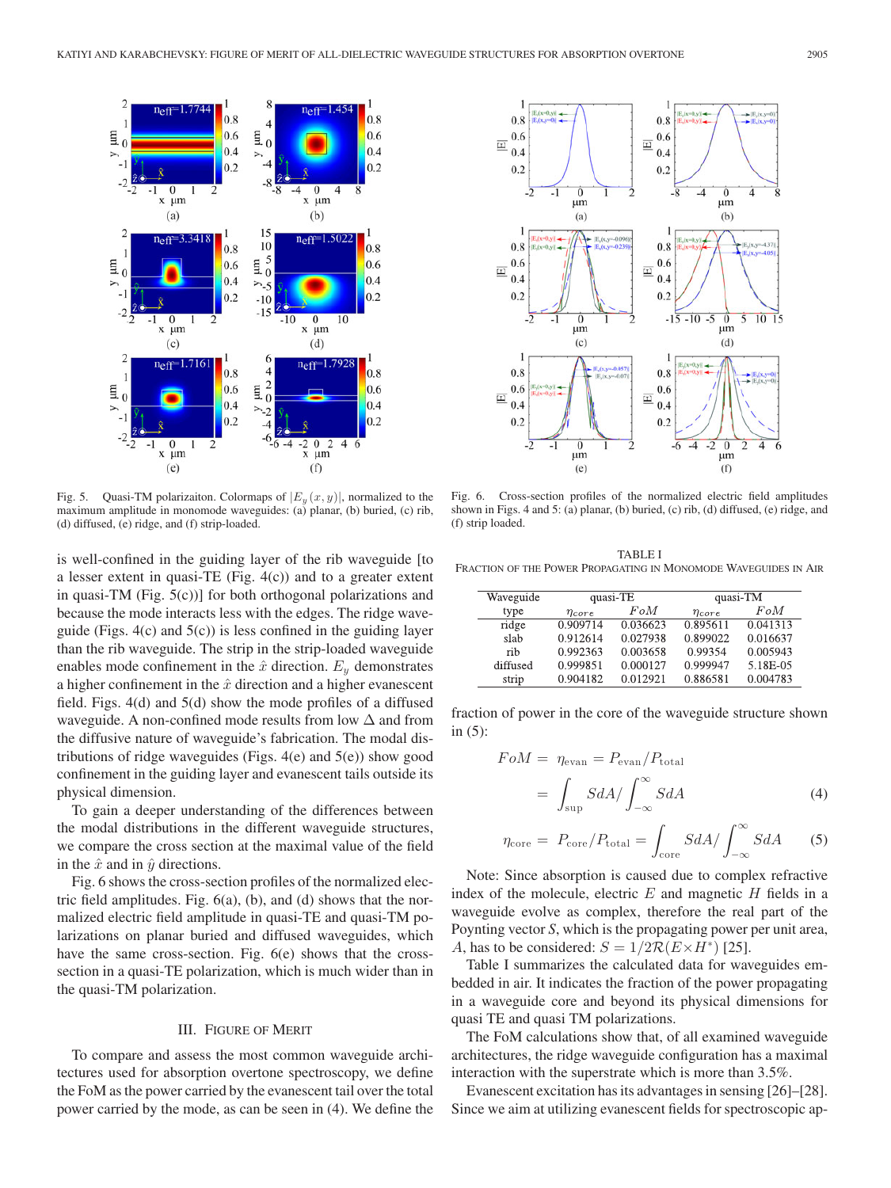Fig. 5. Quasi-TM polarizaiton. Colormaps of $|E_y(x,y)|$, normalized to the maximum amplitude in monomode waveguides: (a) planar, (b) buried, (c) rib, (d) diffused, (e) ridge, and (f) strip-loaded.

Fig. 6. Cross-section profiles of the normalized electric field amplitudes shown in Figs. 4 and 5: (a) planar, (b) buried, (c) rib, (d) diffused, (e) ridge, and (f) strip loaded.

is well-confined in the guiding layer of the rib waveguide [to a lesser extent in quasi-TE (Fig. 4(c)) and to a greater extent in quasi-TM (Fig. 5(c))] for both orthogonal polarizations and because the mode interacts less with the edges. The ridge waveguide (Figs. 4(c) and 5(c)) is less confined in the guiding layer than the rib waveguide. The strip in the strip-loaded waveguide enables mode confinement in the $\hat{x}$ direction. $E_y$ demonstrates a higher confinement in the $\hat{x}$ direction and a higher evanescent field. Figs. 4(d) and 5(d) show the mode profiles of a diffused waveguide. A non-confined mode results from low $\Delta$ and from the diffusive nature of waveguide's fabrication. The modal distributions of ridge waveguides (Figs. 4(e) and 5(e)) show good confinement in the guiding layer and evanescent tails outside its physical dimension.

To gain a deeper understanding of the differences between the modal distributions in the different waveguide structures, we compare the cross section at the maximal value of the field in the $\hat{x}$ and in $\hat{y}$ directions.

Fig. 6 shows the cross-section profiles of the normalized electric field amplitudes. Fig. 6(a), (b), and (d) shows that the normalized electric field amplitude in quasi-TE and quasi-TM polarizations on planar buried and diffused waveguides, which have the same cross-section. Fig. 6(e) shows that the cross-section in a quasi-TE polarization, which is much wider than in the quasi-TM polarization.

## III. Figure of Merit

To compare and assess the most common waveguide architectures used for absorption overtone spectroscopy, we define the FoM as the power carried by the evanescent tail over the total power carried by the mode, as can be seen in (4). We define the fraction of power in the core of the waveguide structure shown in (5):

$$FoM = \eta_{\text{evan}} = P_{\text{evan}}/P_{\text{total}} = \int_{\text{sup}} SdA \Big/ \int_{-\infty}^{\infty} SdA \quad (4)$$

$$\eta_{\text{core}} = P_{\text{core}}/P_{\text{total}} = \int_{\text{core}} SdA \Big/ \int_{-\infty}^{\infty} SdA \quad (5)$$

Note: Since absorption is caused due to complex refractive index of the molecule, electric $E$ and magnetic $H$ fields in a waveguide evolve as complex, therefore the real part of the Poynting vector $S$, which is the propagating power per unit area, $A$, has to be considered: $S = 1/2\mathcal{R}(E \times H^*)$ [25].

TABLE I
Fraction of the Power Propagating in Monomode Waveguides in Air

| Waveguide type | quasi-TE | | quasi-TM | |
|---|---|---|---|---|
| | $\eta_{core}$ | $FoM$ | $\eta_{core}$ | $FoM$ |
| ridge | 0.909714 | 0.036623 | 0.895611 | 0.041313 |
| slab | 0.912614 | 0.027938 | 0.899022 | 0.016637 |
| rib | 0.992363 | 0.003658 | 0.99354 | 0.005943 |
| diffused | 0.999851 | 0.000127 | 0.999947 | 5.18E-05 |
| strip | 0.904182 | 0.012921 | 0.886581 | 0.004783 |

Table I summarizes the calculated data for waveguides embedded in air. It indicates the fraction of the power propagating in a waveguide core and beyond its physical dimensions for quasi TE and quasi TM polarizations.

The FoM calculations show that, of all examined waveguide architectures, the ridge waveguide configuration has a maximal interaction with the superstrate which is more than 3.5%.

Evanescent excitation has its advantages in sensing [26]–[28]. Since we aim at utilizing evanescent fields for spectroscopic ap-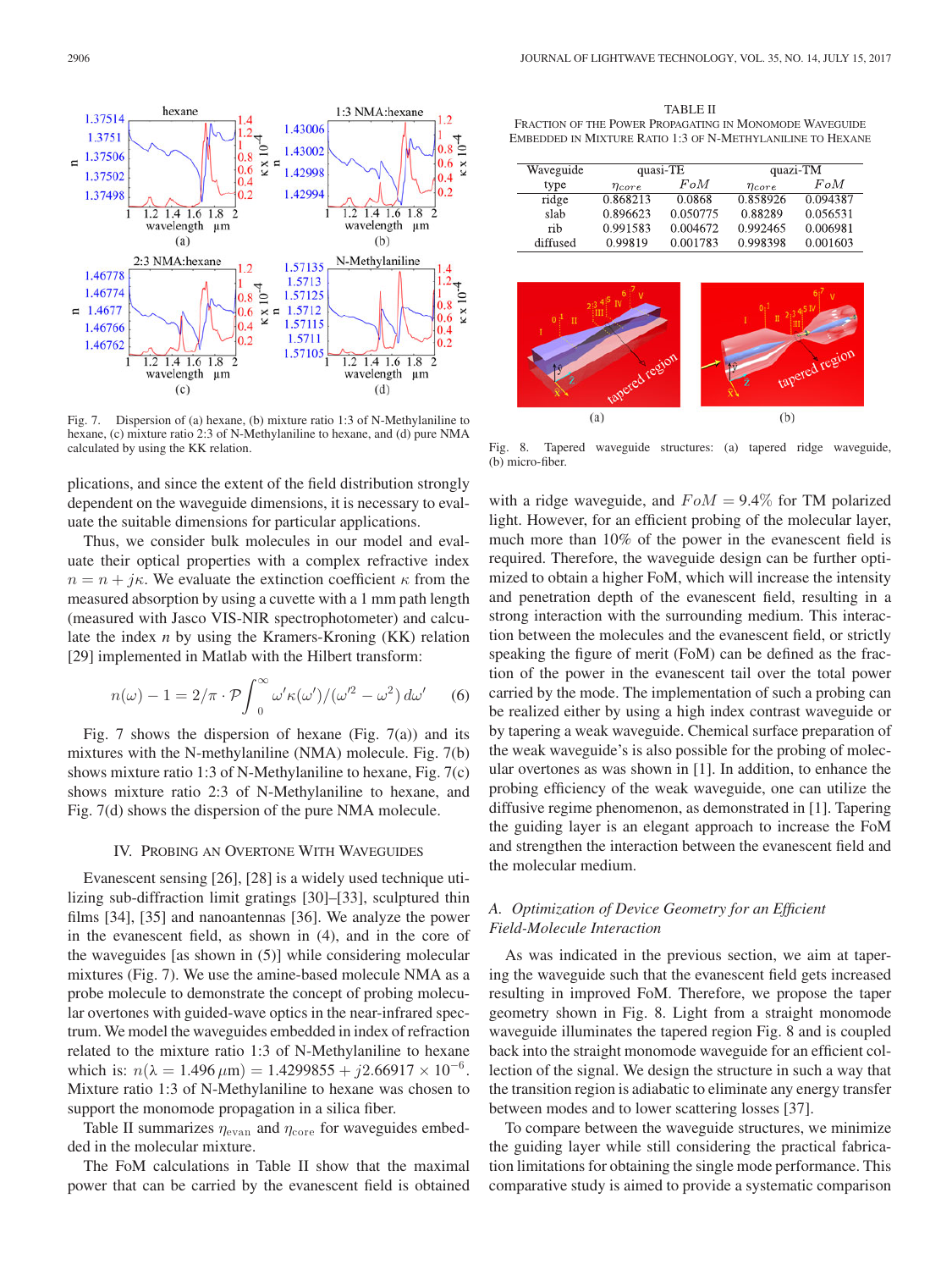Fig. 7. Dispersion of (a) hexane, (b) mixture ratio 1:3 of N-Methylaniline to hexane, (c) mixture ratio 2:3 of N-Methylaniline to hexane, and (d) pure NMA calculated by using the KK relation.

plications, and since the extent of the field distribution strongly dependent on the waveguide dimensions, it is necessary to evaluate the suitable dimensions for particular applications.

Thus, we consider bulk molecules in our model and evaluate their optical properties with a complex refractive index $n = n + j\kappa$. We evaluate the extinction coefficient $\kappa$ from the measured absorption by using a cuvette with a 1 mm path length (measured with Jasco VIS-NIR spectrophotometer) and calculate the index $n$ by using the Kramers-Kroning (KK) relation [29] implemented in Matlab with the Hilbert transform:

$$n(\omega) - 1 = 2/\pi \cdot \mathcal{P}\int_0^\infty \omega'\kappa(\omega')/(\omega'^2 - \omega^2)\, d\omega' \quad (6)$$

Fig. 7 shows the dispersion of hexane (Fig. 7(a)) and its mixtures with the N-methylaniline (NMA) molecule. Fig. 7(b) shows mixture ratio 1:3 of N-Methylaniline to hexane, Fig. 7(c) shows mixture ratio 2:3 of N-Methylaniline to hexane, and Fig. 7(d) shows the dispersion of the pure NMA molecule.

## IV. Probing an Overtone With Waveguides

Evanescent sensing [26], [28] is a widely used technique utilizing sub-diffraction limit gratings [30]–[33], sculptured thin films [34], [35] and nanoantennas [36]. We analyze the power in the evanescent field, as shown in (4), and in the core of the waveguides [as shown in (5)] while considering molecular mixtures (Fig. 7). We use the amine-based molecule NMA as a probe molecule to demonstrate the concept of probing molecular overtones with guided-wave optics in the near-infrared spectrum. We model the waveguides embedded in index of refraction related to the mixture ratio 1:3 of N-Methylaniline to hexane which is: $n(\lambda = 1.496\,\mu\text{m}) = 1.4299855 + j2.66917 \times 10^{-6}$. Mixture ratio 1:3 of N-Methylaniline to hexane was chosen to support the monomode propagation in a silica fiber.

Table II summarizes $\eta_{\text{evan}}$ and $\eta_{\text{core}}$ for waveguides embedded in the molecular mixture.

The FoM calculations in Table II show that the maximal power that can be carried by the evanescent field is obtained with a ridge waveguide, and $FoM = 9.4\%$ for TM polarized light. However, for an efficient probing of the molecular layer, much more than 10% of the power in the evanescent field is required. Therefore, the waveguide design can be further optimized to obtain a higher FoM, which will increase the intensity and penetration depth of the evanescent field, resulting in a strong interaction with the surrounding medium. This interaction between the molecules and the evanescent field, or strictly speaking the figure of merit (FoM) can be defined as the fraction of the power in the evanescent tail over the total power carried by the mode. The implementation of such a probing can be realized either by using a high index contrast waveguide or by tapering a weak waveguide. Chemical surface preparation of the weak waveguide's is also possible for the probing of molecular overtones as was shown in [1]. In addition, to enhance the probing efficiency of the weak waveguide, one can utilize the diffusive regime phenomenon, as demonstrated in [1]. Tapering the guiding layer is an elegant approach to increase the FoM and strengthen the interaction between the evanescent field and the molecular medium.

TABLE II
Fraction of the Power Propagating in Monomode Waveguide Embedded in Mixture Ratio 1:3 of N-Methylaniline to Hexane

| Waveguide | quasi-TE | | quasi-TM | |
|---|---|---|---|---|
| type | $\eta_{core}$ | $FoM$ | $\eta_{core}$ | $FoM$ |
| ridge | 0.868213 | 0.0868 | 0.858926 | 0.094387 |
| slab | 0.896623 | 0.050775 | 0.88289 | 0.056531 |
| rib | 0.991583 | 0.004672 | 0.992465 | 0.006981 |
| diffused | 0.99819 | 0.001783 | 0.998398 | 0.001603 |

Fig. 8. Tapered waveguide structures: (a) tapered ridge waveguide, (b) micro-fiber.

### A. *Optimization of Device Geometry for an Efficient Field-Molecule Interaction*

As was indicated in the previous section, we aim at tapering the waveguide such that the evanescent field gets increased resulting in improved FoM. Therefore, we propose the taper geometry shown in Fig. 8. Light from a straight monomode waveguide illuminates the tapered region Fig. 8 and is coupled back into the straight monomode waveguide for an efficient collection of the signal. We design the structure in such a way that the transition region is adiabatic to eliminate any energy transfer between modes and to lower scattering losses [37].

To compare between the waveguide structures, we minimize the guiding layer while still considering the practical fabrication limitations for obtaining the single mode performance. This comparative study is aimed to provide a systematic comparison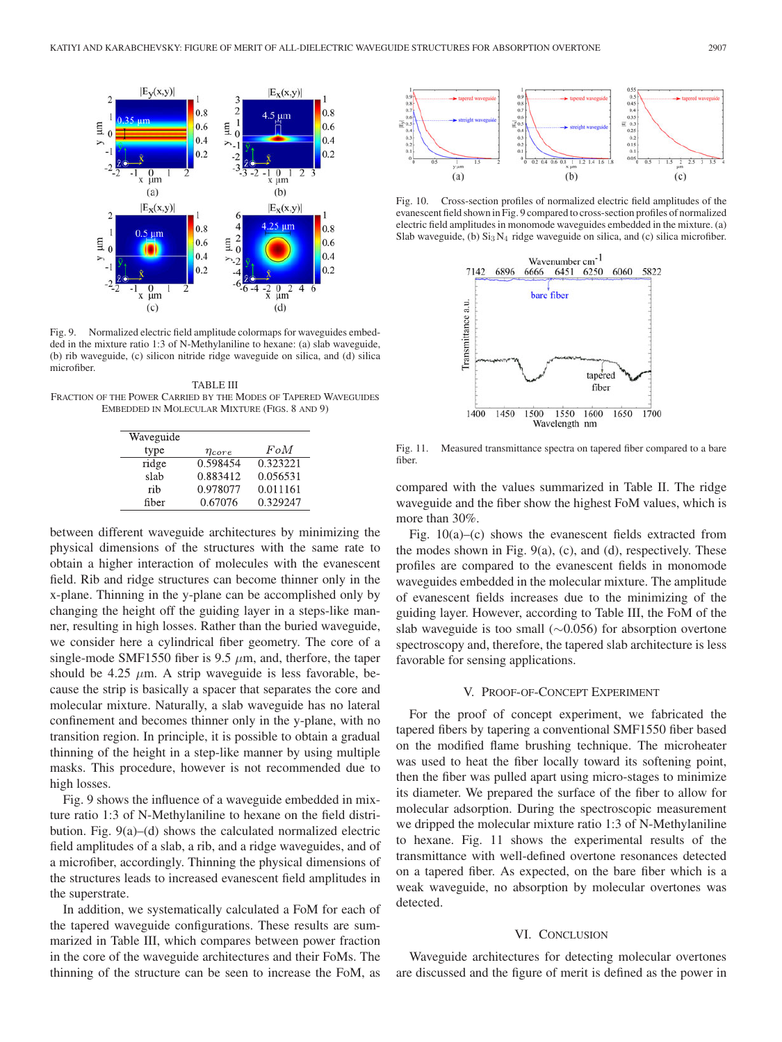Fig. 9. Normalized electric field amplitude colormaps for waveguides embedded in the mixture ratio 1:3 of N-Methylaniline to hexane: (a) slab waveguide, (b) rib waveguide, (c) silicon nitride ridge waveguide on silica, and (d) silica microfiber.

TABLE III
FRACTION OF THE POWER CARRIED BY THE MODES OF TAPERED WAVEGUIDES EMBEDDED IN MOLECULAR MIXTURE (FIGS. 8 AND 9)

| Waveguide type | $\eta_{core}$ | $FoM$ |
|---|---|---|
| ridge | 0.598454 | 0.323221 |
| slab | 0.883412 | 0.056531 |
| rib | 0.978077 | 0.011161 |
| fiber | 0.67076 | 0.329247 |

between different waveguide architectures by minimizing the physical dimensions of the structures with the same rate to obtain a higher interaction of molecules with the evanescent field. Rib and ridge structures can become thinner only in the x-plane. Thinning in the y-plane can be accomplished only by changing the height off the guiding layer in a steps-like manner, resulting in high losses. Rather than the buried waveguide, we consider here a cylindrical fiber geometry. The core of a single-mode SMF1550 fiber is 9.5 $\mu$m, and, therfore, the taper should be 4.25 $\mu$m. A strip waveguide is less favorable, because the strip is basically a spacer that separates the core and molecular mixture. Naturally, a slab waveguide has no lateral confinement and becomes thinner only in the y-plane, with no transition region. In principle, it is possible to obtain a gradual thinning of the height in a step-like manner by using multiple masks. This procedure, however is not recommended due to high losses.

Fig. 9 shows the influence of a waveguide embedded in mixture ratio 1:3 of N-Methylaniline to hexane on the field distribution. Fig. 9(a)–(d) shows the calculated normalized electric field amplitudes of a slab, a rib, and a ridge waveguides, and of a microfiber, accordingly. Thinning the physical dimensions of the structures leads to increased evanescent field amplitudes in the superstrate.

In addition, we systematically calculated a FoM for each of the tapered waveguide configurations. These results are summarized in Table III, which compares between power fraction in the core of the waveguide architectures and their FoMs. The thinning of the structure can be seen to increase the FoM, as compared with the values summarized in Table II. The ridge waveguide and the fiber show the highest FoM values, which is more than 30%.

Fig. 10. Cross-section profiles of normalized electric field amplitudes of the evanescent field shown in Fig. 9 compared to cross-section profiles of normalized electric field amplitudes in monomode waveguides embedded in the mixture. (a) Slab waveguide, (b) $Si_3N_4$ ridge waveguide on silica, and (c) silica microfiber.

Fig. 11. Measured transmittance spectra on tapered fiber compared to a bare fiber.

Fig. 10(a)–(c) shows the evanescent fields extracted from the modes shown in Fig. 9(a), (c), and (d), respectively. These profiles are compared to the evanescent fields in monomode waveguides embedded in the molecular mixture. The amplitude of evanescent fields increases due to the minimizing of the guiding layer. However, according to Table III, the FoM of the slab waveguide is too small ($\sim$0.056) for absorption overtone spectroscopy and, therefore, the tapered slab architecture is less favorable for sensing applications.

## V. PROOF-OF-CONCEPT EXPERIMENT

For the proof of concept experiment, we fabricated the tapered fibers by tapering a conventional SMF1550 fiber based on the modified flame brushing technique. The microheater was used to heat the fiber locally toward its softening point, then the fiber was pulled apart using micro-stages to minimize its diameter. We prepared the surface of the fiber to allow for molecular adsorption. During the spectroscopic measurement we dripped the molecular mixture ratio 1:3 of N-Methylaniline to hexane. Fig. 11 shows the experimental results of the transmittance with well-defined overtone resonances detected on a tapered fiber. As expected, on the bare fiber which is a weak waveguide, no absorption by molecular overtones was detected.

## VI. CONCLUSION

Waveguide architectures for detecting molecular overtones are discussed and the figure of merit is defined as the power in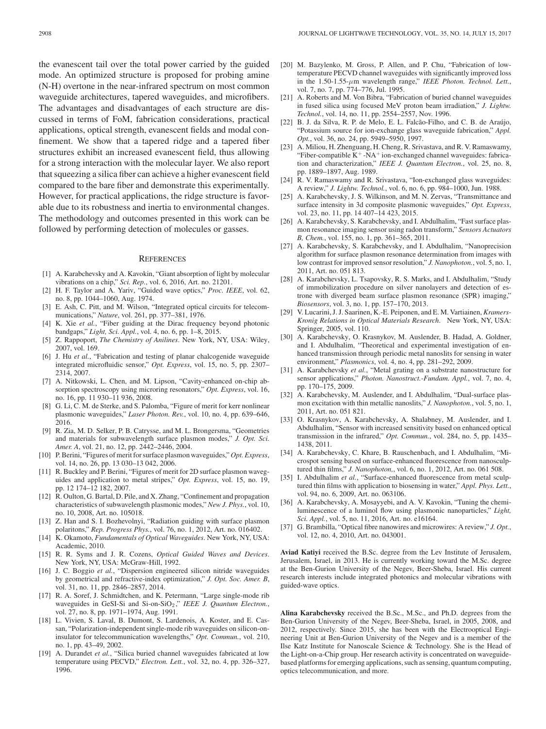the evanescent tail over the total power carried by the guided mode. An optimized structure is proposed for probing amine (N-H) overtone in the near-infrared spectrum on most common waveguide architectures, tapered waveguides, and microfibers. The advantages and disadvantages of each structure are discussed in terms of FoM, fabrication considerations, practical applications, optical strength, evanescent fields and modal confinement. We show that a tapered ridge and a tapered fiber structures exhibit an increased evanescent field, thus allowing for a strong interaction with the molecular layer. We also report that squeezing a silica fiber can achieve a higher evanescent field compared to the bare fiber and demonstrate this experimentally. However, for practical applications, the ridge structure is favorable due to its robustness and inertia to environmental changes. The methodology and outcomes presented in this work can be followed by performing detection of molecules or gasses.

## References

[1] A. Karabchevsky and A. Kavokin, "Giant absorption of light by molecular vibrations on a chip," *Sci. Rep.*, vol. 6, 2016, Art. no. 21201.

[2] H. F. Taylor and A. Yariv, "Guided wave optics," *Proc. IEEE*, vol. 62, no. 8, pp. 1044–1060, Aug. 1974.

[3] E. Ash, C. Pitt, and M. Wilson, "Integrated optical circuits for telecommunications," *Nature*, vol. 261, pp. 377–381, 1976.

[4] K. Xie *et al.*, "Fiber guiding at the Dirac frequency beyond photonic bandgaps," *Light, Sci. Appl.*, vol. 4, no. 6, pp. 1–8, 2015.

[5] Z. Rappoport, *The Chemistry of Anilines*. New York, NY, USA: Wiley, 2007, vol. 169.

[6] J. Hu *et al.*, "Fabrication and testing of planar chalcogenide waveguide integrated microfluidic sensor," *Opt. Express*, vol. 15, no. 5, pp. 2307–2314, 2007.

[7] A. Nitkowski, L. Chen, and M. Lipson, "Cavity-enhanced on-chip absorption spectroscopy using microring resonators," *Opt. Express*, vol. 16, no. 16, pp. 11 930–11 936, 2008.

[8] G. Li, C. M. de Sterke, and S. Palomba, "Figure of merit for kerr nonlinear plasmonic waveguides," *Laser Photon. Rev.*, vol. 10, no. 4, pp. 639–646, 2016.

[9] R. Zia, M. D. Selker, P. B. Catrysse, and M. L. Brongersma, "Geometries and materials for subwavelength surface plasmon modes," *J. Opt. Sci. Amer. A*, vol. 21, no. 12, pp. 2442–2446, 2004.

[10] P. Berini, "Figures of merit for surface plasmon waveguides," *Opt. Express*, vol. 14, no. 26, pp. 13 030–13 042, 2006.

[11] R. Buckley and P. Berini, "Figures of merit for 2D surface plasmon waveguides and application to metal stripes," *Opt. Express*, vol. 15, no. 19, pp. 12 174–12 182, 2007.

[12] R. Oulton, G. Bartal, D. Pile, and X. Zhang, "Confinement and propagation characteristics of subwavelength plasmonic modes," *New J. Phys.*, vol. 10, no. 10, 2008, Art. no. 105018.

[13] Z. Han and S. I. Bozhevolnyi, "Radiation guiding with surface plasmon polaritons," *Rep. Progress Phys.*, vol. 76, no. 1, 2012, Art. no. 016402.

[14] K. Okamoto, *Fundamentals of Optical Waveguides*. New York, NY, USA: Academic, 2010.

[15] R. R. Syms and J. R. Cozens, *Optical Guided Waves and Devices*. New York, NY, USA: McGraw-Hill, 1992.

[16] J. C. Boggio *et al.*, "Dispersion engineered silicon nitride waveguides by geometrical and refractive-index optimization," *J. Opt. Soc. Amer. B*, vol. 31, no. 11, pp. 2846–2857, 2014.

[17] R. A. Soref, J. Schmidtchen, and K. Petermann, "Large single-mode rib waveguides in GeSI-Si and Si-on-$SiO_2$," *IEEE J. Quantum Electron.*, vol. 27, no. 8, pp. 1971–1974, Aug. 1991.

[18] L. Vivien, S. Laval, B. Dumont, S. Lardenois, A. Koster, and E. Cassan, "Polarization-independent single-mode rib waveguides on silicon-on-insulator for telecommunication wavelengths," *Opt. Commun.*, vol. 210, no. 1, pp. 43–49, 2002.

[19] A. Durandet *et al.*, "Silica buried channel waveguides fabricated at low temperature using PECVD," *Electron. Lett.*, vol. 32, no. 4, pp. 326–327, 1996.

[20] M. Bazylenko, M. Gross, P. Allen, and P. Chu, "Fabrication of low-temperature PECVD channel waveguides with significantly improved loss in the 1.50-1.55-$\mu$m wavelength range," *IEEE Photon. Technol. Lett.*, vol. 7, no. 7, pp. 774–776, Jul. 1995.

[21] A. Roberts and M. Von Bibra, "Fabrication of buried channel waveguides in fused silica using focused MeV proton beam irradiation," *J. Lightw. Technol.*, vol. 14, no. 11, pp. 2554–2557, Nov. 1996.

[22] B. J. da Silva, R. P. de Melo, E. L. Falcão-Filho, and C. B. de Araújo, "Potassium source for ion-exchange glass waveguide fabrication," *Appl. Opt.*, vol. 36, no. 24, pp. 5949–5950, 1997.

[23] A. Miliou, H. Zhenguang, H. Cheng, R. Srivastava, and R. V. Ramaswamy, "Fiber-compatible $K^+$-$NA^+$ ion-exchanged channel waveguides: fabrication and characterization," *IEEE J. Quantum Electron.*, vol. 25, no. 8, pp. 1889–1897, Aug. 1989.

[24] R. V. Ramaswamy and R. Srivastava, "Ion-exchanged glass waveguides: A review," *J. Lightw. Technol.*, vol. 6, no. 6, pp. 984–1000, Jun. 1988.

[25] A. Karabchevsky, J. S. Wilkinson, and M. N. Zervas, "Transmittance and surface intensity in 3d composite plasmonic waveguides," *Opt. Express*, vol. 23, no. 11, pp. 14 407–14 423, 2015.

[26] A. Karabchevsky, S. Karabchevsky, and I. Abdulhalim, "Fast surface plasmon resonance imaging sensor using radon transform," *Sensors Actuators B, Chem.*, vol. 155, no. 1, pp. 361–365, 2011.

[27] A. Karabchevsky, S. Karabchevsky, and I. Abdulhalim, "Nanoprecision algorithm for surface plasmon resonance determination from images with low contrast for improved sensor resolution," *J. Nanophoton.*, vol. 5, no. 1, 2011, Art. no. 051 813.

[28] A. Karabchevsky, L. Tsapovsky, R. S. Marks, and I. Abdulhalim, "Study of immobilization procedure on silver nanolayers and detection of estrone with diverged beam surface plasmon resonance (SPR) imaging," *Biosensors*, vol. 3, no. 1, pp. 157–170, 2013.

[29] V. Lucarini, J. J. Saarinen, K.-E. Peiponen, and E. M. Vartiainen, *Kramers-Kronig Relations in Optical Materials Research*. New York, NY, USA: Springer, 2005, vol. 110.

[30] A. Karabchevsky, O. Krasnykov, M. Auslender, B. Hadad, A. Goldner, and I. Abdulhalim, "Theoretical and experimental investigation of enhanced transmission through periodic metal nanoslits for sensing in water environment," *Plasmonics*, vol. 4, no. 4, pp. 281–292, 2009.

[31] A. Karabchevsky *et al.*, "Metal grating on a substrate nanostructure for sensor applications," *Photon. Nanostruct.-Fundam. Appl.*, vol. 7, no. 4, pp. 170–175, 2009.

[32] A. Karabchevsky, M. Auslender, and I. Abdulhalim, "Dual-surface plasmon excitation with thin metallic nanoslits," *J. Nanophoton.*, vol. 5, no. 1, 2011, Art. no. 051 821.

[33] O. Krasnykov, A. Karabchevsky, A. Shalabney, M. Auslender, and I. Abdulhalim, "Sensor with increased sensitivity based on enhanced optical transmission in the infrared," *Opt. Commun.*, vol. 284, no. 5, pp. 1435–1438, 2011.

[34] A. Karabchevsky, C. Khare, B. Rauschenbach, and I. Abdulhalim, "Microspot sensing based on surface-enhanced fluorescence from nanosculptured thin films," *J. Nanophoton,*, vol. 6, no. 1, 2012, Art. no. 061 508.

[35] I. Abdulhalim *et al.*, "Surface-enhanced fluorescence from metal sculptured thin films with application to biosensing in water," *Appl. Phys. Lett.*, vol. 94, no. 6, 2009, Art. no. 063106.

[36] A. Karabchevsky, A. Mosayyebi, and A. V. Kavokin, "Tuning the chemiluminescence of a luminol flow using plasmonic nanoparticles," *Light, Sci. Appl.*, vol. 5, no. 11, 2016, Art. no. e16164.

[37] G. Brambilla, "Optical fibre nanowires and microwires: A review," *J. Opt.*, vol. 12, no. 4, 2010, Art. no. 043001.

**Aviad Katiyi** received the B.Sc. degree from the Lev Institute of Jerusalem, Jerusalem, Israel, in 2013. He is currently working toward the M.Sc. degree at the Ben-Gurion University of the Negev, Beer-Sheba, Israel. His current research interests include integrated photonics and molecular vibrations with guided-wave optics.

**Alina Karabchevsky** received the B.Sc., M.Sc., and Ph.D. degrees from the Ben-Gurion University of the Negev, Beer-Sheba, Israel, in 2005, 2008, and 2012, respectively. Since 2015, she has been with the Electrooptical Engineering Unit at Ben-Gurion University of the Negev and is a member of the Ilse Katz Institute for Nanoscale Science & Technology. She is the Head of the Light-on-a-Chip group. Her research activity is concentrated on waveguide-based platforms for emerging applications, such as sensing, quantum computing, optics telecommunication, and more.